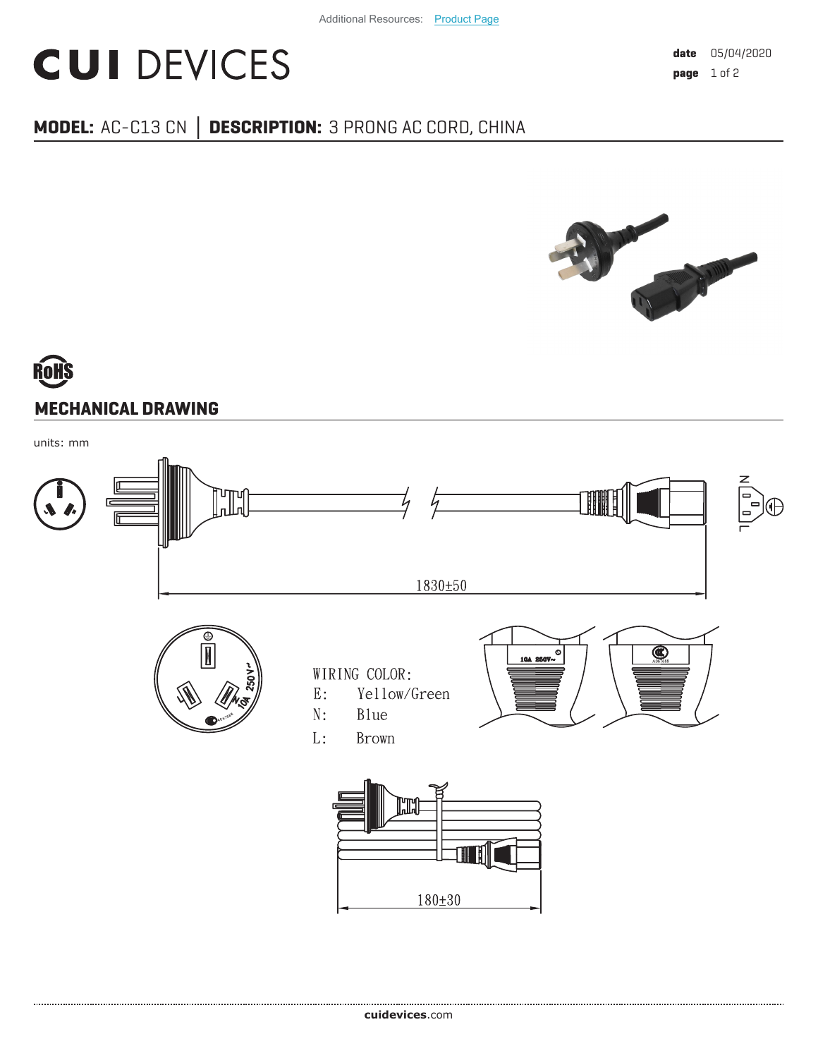Additional Resources: Product Page

# CUI DEVICES

**date** 05/04/2020
**page** 1 of 2

**MODEL:** AC-C13 CN | **DESCRIPTION:** 3 PRONG AC CORD, CHINA

RoHS

## MECHANICAL DRAWING

units: mm

1830±50

WIRING COLOR:
E: Yellow/Green
N: Blue
L: Brown

180±30

cuidevices.com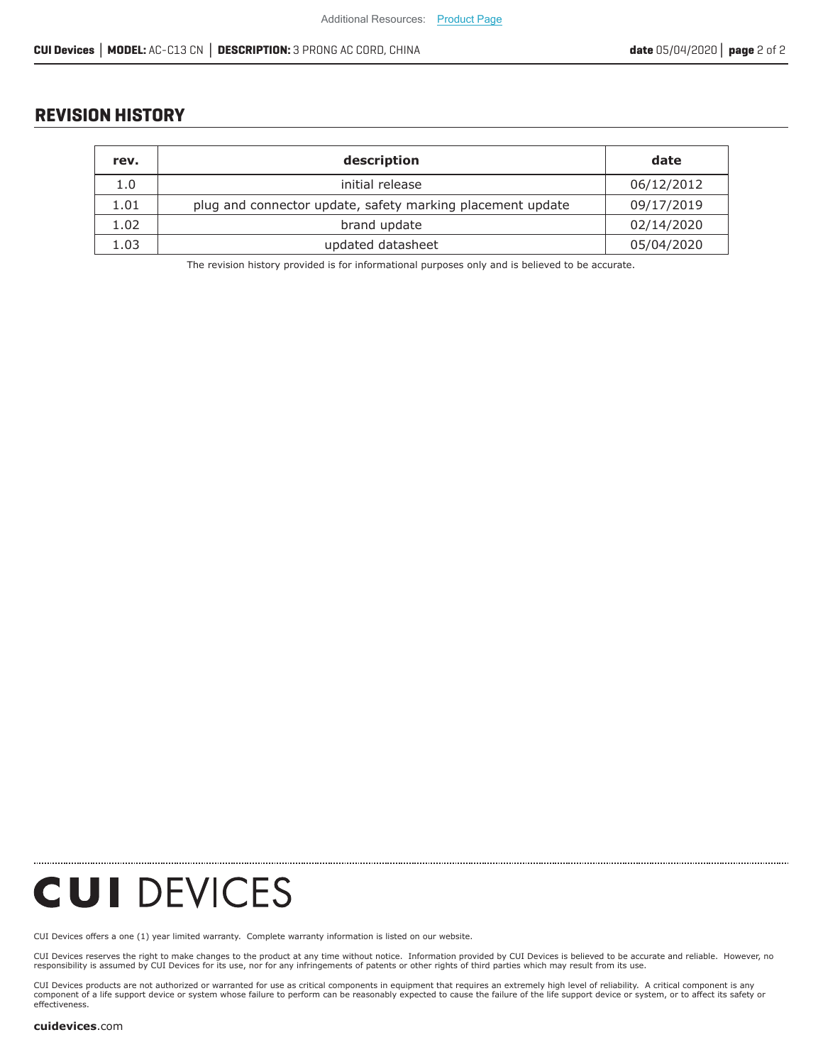## REVISION HISTORY

| rev. | description | date |
| --- | --- | --- |
| 1.0 | initial release | 06/12/2012 |
| 1.01 | plug and connector update, safety marking placement update | 09/17/2019 |
| 1.02 | brand update | 02/14/2020 |
| 1.03 | updated datasheet | 05/04/2020 |

The revision history provided is for informational purposes only and is believed to be accurate.

**CUI DEVICES**

CUI Devices offers a one (1) year limited warranty. Complete warranty information is listed on our website.

CUI Devices reserves the right to make changes to the product at any time without notice. Information provided by CUI Devices is believed to be accurate and reliable. However, no responsibility is assumed by CUI Devices for its use, nor for any infringements of patents or other rights of third parties which may result from its use.

CUI Devices products are not authorized or warranted for use as critical components in equipment that requires an extremely high level of reliability. A critical component is any component of a life support device or system whose failure to perform can be reasonably expected to cause the failure of the life support device or system, or to affect its safety or effectiveness.

**cuidevices**.com